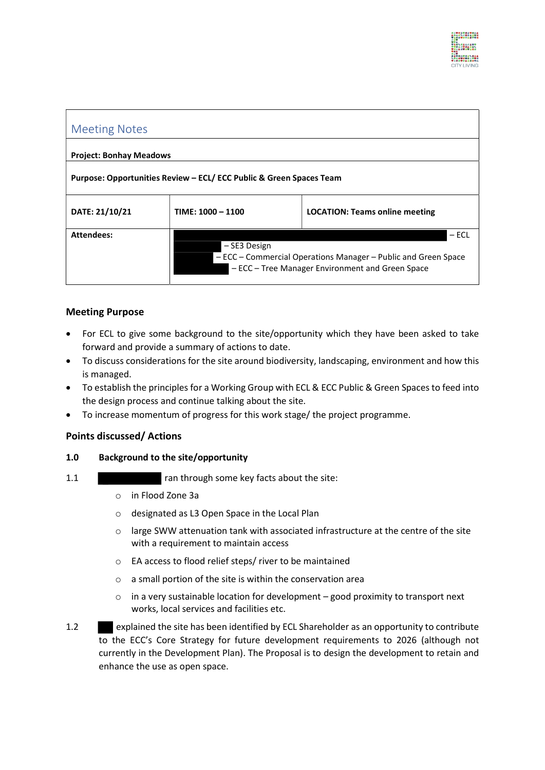## Meeting Notes

| **Project: Bonhay Meadows** | | |
|---|---|---|
| **Purpose: Opportunities Review – ECL/ ECC Public & Green Spaces Team** | | |
| **DATE: 21/10/21** | **TIME: 1000 – 1100** | **LOCATION: Teams online meeting** |
| **Attendees:** | – ECL<br>– SE3 Design<br>– ECC – Commercial Operations Manager – Public and Green Space<br>– ECC – Tree Manager Environment and Green Space | |

### Meeting Purpose

- For ECL to give some background to the site/opportunity which they have been asked to take forward and provide a summary of actions to date.
- To discuss considerations for the site around biodiversity, landscaping, environment and how this is managed.
- To establish the principles for a Working Group with ECL & ECC Public & Green Spaces to feed into the design process and continue talking about the site.
- To increase momentum of progress for this work stage/ the project programme.

### Points discussed/ Actions

**1.0 Background to the site/opportunity**

1.1 ran through some key facts about the site:

- in Flood Zone 3a
- designated as L3 Open Space in the Local Plan
- large SWW attenuation tank with associated infrastructure at the centre of the site with a requirement to maintain access
- EA access to flood relief steps/ river to be maintained
- a small portion of the site is within the conservation area
- in a very sustainable location for development – good proximity to transport next works, local services and facilities etc.

1.2 explained the site has been identified by ECL Shareholder as an opportunity to contribute to the ECC's Core Strategy for future development requirements to 2026 (although not currently in the Development Plan). The Proposal is to design the development to retain and enhance the use as open space.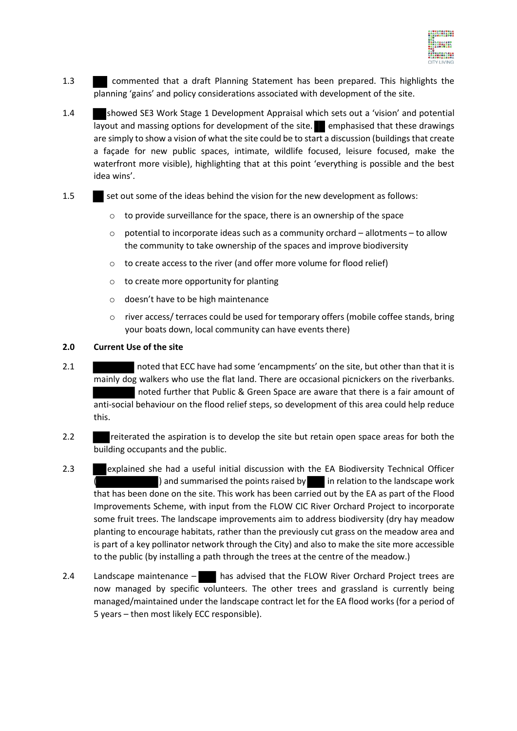1.3 ███ commented that a draft Planning Statement has been prepared. This highlights the planning 'gains' and policy considerations associated with development of the site.

1.4 ███ showed SE3 Work Stage 1 Development Appraisal which sets out a 'vision' and potential layout and massing options for development of the site. ██ emphasised that these drawings are simply to show a vision of what the site could be to start a discussion (buildings that create a façade for new public spaces, intimate, wildlife focused, leisure focused, make the waterfront more visible), highlighting that at this point 'everything is possible and the best idea wins'.

1.5 ██ set out some of the ideas behind the vision for the new development as follows:

- to provide surveillance for the space, there is an ownership of the space
- potential to incorporate ideas such as a community orchard – allotments – to allow the community to take ownership of the spaces and improve biodiversity
- to create access to the river (and offer more volume for flood relief)
- to create more opportunity for planting
- doesn't have to be high maintenance
- river access/ terraces could be used for temporary offers (mobile coffee stands, bring your boats down, local community can have events there)

## 2.0 Current Use of the site

2.1 ████████ noted that ECC have had some 'encampments' on the site, but other than that it is mainly dog walkers who use the flat land. There are occasional picnickers on the riverbanks. ████████ noted further that Public & Green Space are aware that there is a fair amount of anti-social behaviour on the flood relief steps, so development of this area could help reduce this.

2.2 ███ reiterated the aspiration is to develop the site but retain open space areas for both the building occupants and the public.

2.3 ██ explained she had a useful initial discussion with the EA Biodiversity Technical Officer (████████████) and summarised the points raised by ████ in relation to the landscape work that has been done on the site. This work has been carried out by the EA as part of the Flood Improvements Scheme, with input from the FLOW CIC River Orchard Project to incorporate some fruit trees. The landscape improvements aim to address biodiversity (dry hay meadow planting to encourage habitats, rather than the previously cut grass on the meadow area and is part of a key pollinator network through the City) and also to make the site more accessible to the public (by installing a path through the trees at the centre of the meadow.)

2.4 Landscape maintenance – ████ has advised that the FLOW River Orchard Project trees are now managed by specific volunteers. The other trees and grassland is currently being managed/maintained under the landscape contract let for the EA flood works (for a period of 5 years – then most likely ECC responsible).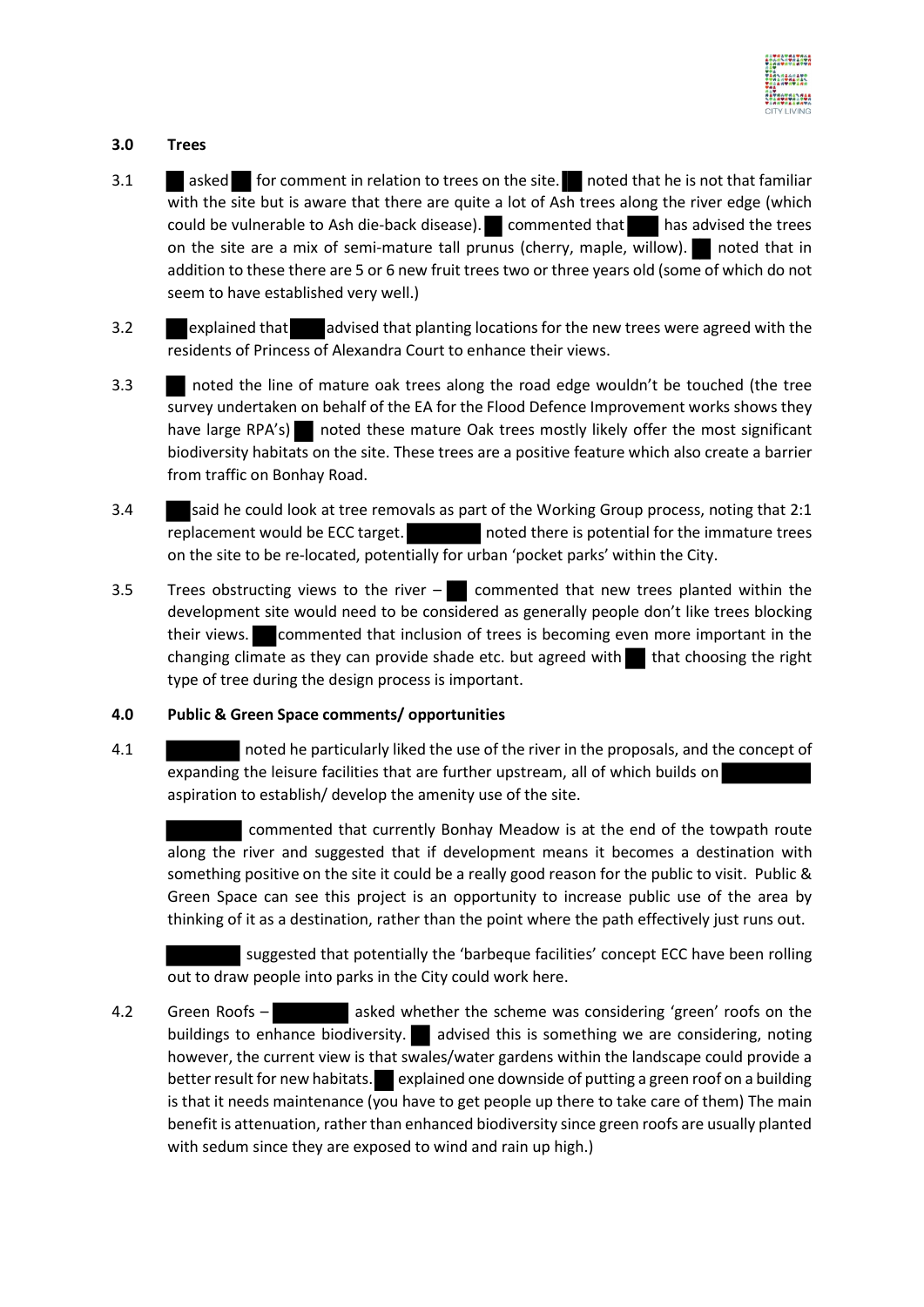### 3.0 Trees

3.1 asked for comment in relation to trees on the site. noted that he is not that familiar with the site but is aware that there are quite a lot of Ash trees along the river edge (which could be vulnerable to Ash die-back disease). commented that has advised the trees on the site are a mix of semi-mature tall prunus (cherry, maple, willow). noted that in addition to these there are 5 or 6 new fruit trees two or three years old (some of which do not seem to have established very well.)

3.2 explained that advised that planting locations for the new trees were agreed with the residents of Princess of Alexandra Court to enhance their views.

3.3 noted the line of mature oak trees along the road edge wouldn't be touched (the tree survey undertaken on behalf of the EA for the Flood Defence Improvement works shows they have large RPA's) noted these mature Oak trees mostly likely offer the most significant biodiversity habitats on the site. These trees are a positive feature which also create a barrier from traffic on Bonhay Road.

3.4 said he could look at tree removals as part of the Working Group process, noting that 2:1 replacement would be ECC target. noted there is potential for the immature trees on the site to be re-located, potentially for urban 'pocket parks' within the City.

3.5 Trees obstructing views to the river – commented that new trees planted within the development site would need to be considered as generally people don't like trees blocking their views. commented that inclusion of trees is becoming even more important in the changing climate as they can provide shade etc. but agreed with that choosing the right type of tree during the design process is important.

### 4.0 Public & Green Space comments/ opportunities

4.1 noted he particularly liked the use of the river in the proposals, and the concept of expanding the leisure facilities that are further upstream, all of which builds on aspiration to establish/ develop the amenity use of the site.

commented that currently Bonhay Meadow is at the end of the towpath route along the river and suggested that if development means it becomes a destination with something positive on the site it could be a really good reason for the public to visit. Public & Green Space can see this project is an opportunity to increase public use of the area by thinking of it as a destination, rather than the point where the path effectively just runs out.

suggested that potentially the 'barbeque facilities' concept ECC have been rolling out to draw people into parks in the City could work here.

4.2 Green Roofs – asked whether the scheme was considering 'green' roofs on the buildings to enhance biodiversity. advised this is something we are considering, noting however, the current view is that swales/water gardens within the landscape could provide a better result for new habitats. explained one downside of putting a green roof on a building is that it needs maintenance (you have to get people up there to take care of them) The main benefit is attenuation, rather than enhanced biodiversity since green roofs are usually planted with sedum since they are exposed to wind and rain up high.)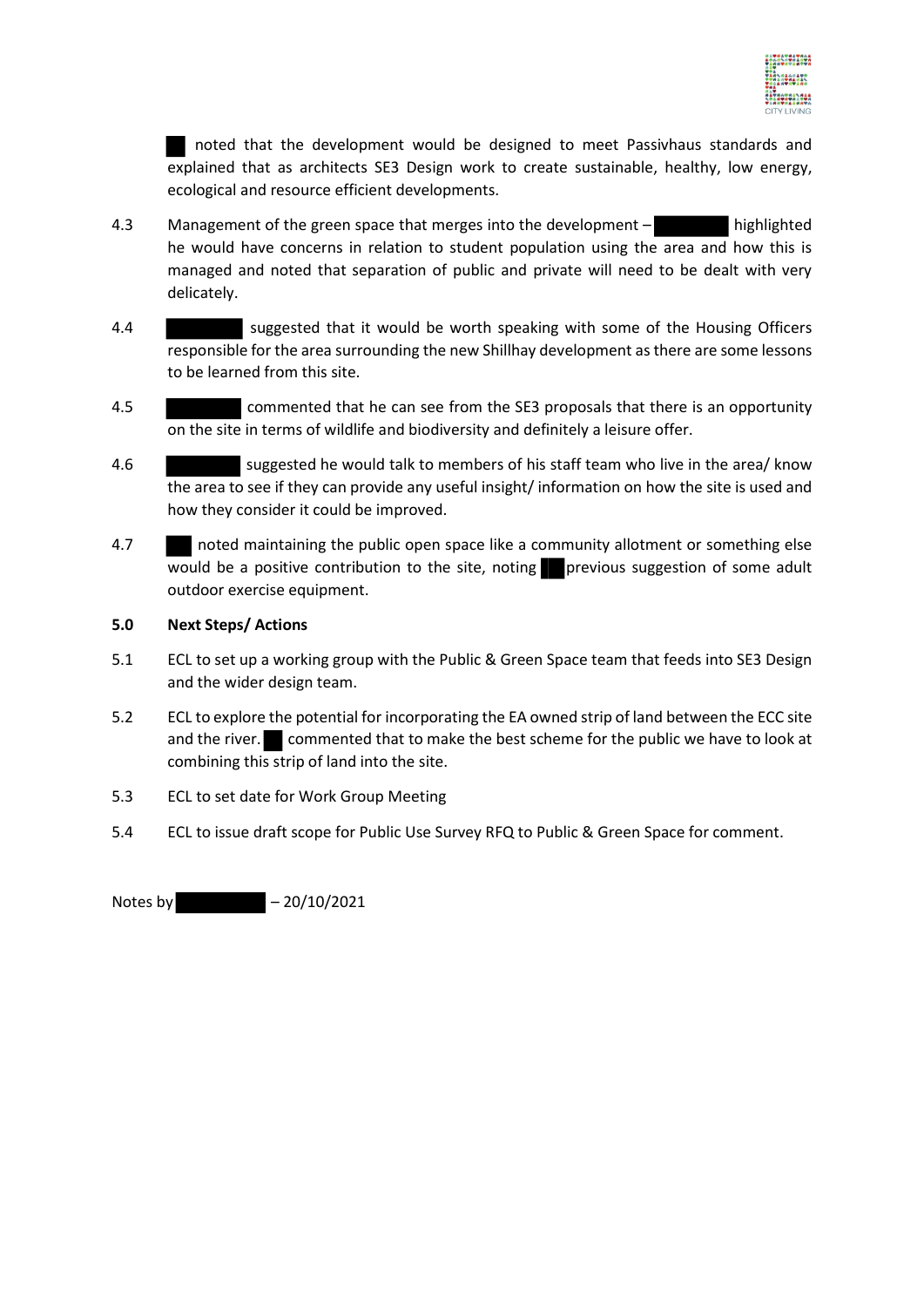noted that the development would be designed to meet Passivhaus standards and explained that as architects SE3 Design work to create sustainable, healthy, low energy, ecological and resource efficient developments.

4.3 Management of the green space that merges into the development – highlighted he would have concerns in relation to student population using the area and how this is managed and noted that separation of public and private will need to be dealt with very delicately.

4.4 suggested that it would be worth speaking with some of the Housing Officers responsible for the area surrounding the new Shillhay development as there are some lessons to be learned from this site.

4.5 commented that he can see from the SE3 proposals that there is an opportunity on the site in terms of wildlife and biodiversity and definitely a leisure offer.

4.6 suggested he would talk to members of his staff team who live in the area/ know the area to see if they can provide any useful insight/ information on how the site is used and how they consider it could be improved.

4.7 noted maintaining the public open space like a community allotment or something else would be a positive contribution to the site, noting previous suggestion of some adult outdoor exercise equipment.

**5.0 Next Steps/ Actions**

5.1 ECL to set up a working group with the Public & Green Space team that feeds into SE3 Design and the wider design team.

5.2 ECL to explore the potential for incorporating the EA owned strip of land between the ECC site and the river. commented that to make the best scheme for the public we have to look at combining this strip of land into the site.

5.3 ECL to set date for Work Group Meeting

5.4 ECL to issue draft scope for Public Use Survey RFQ to Public & Green Space for comment.

Notes by – 20/10/2021